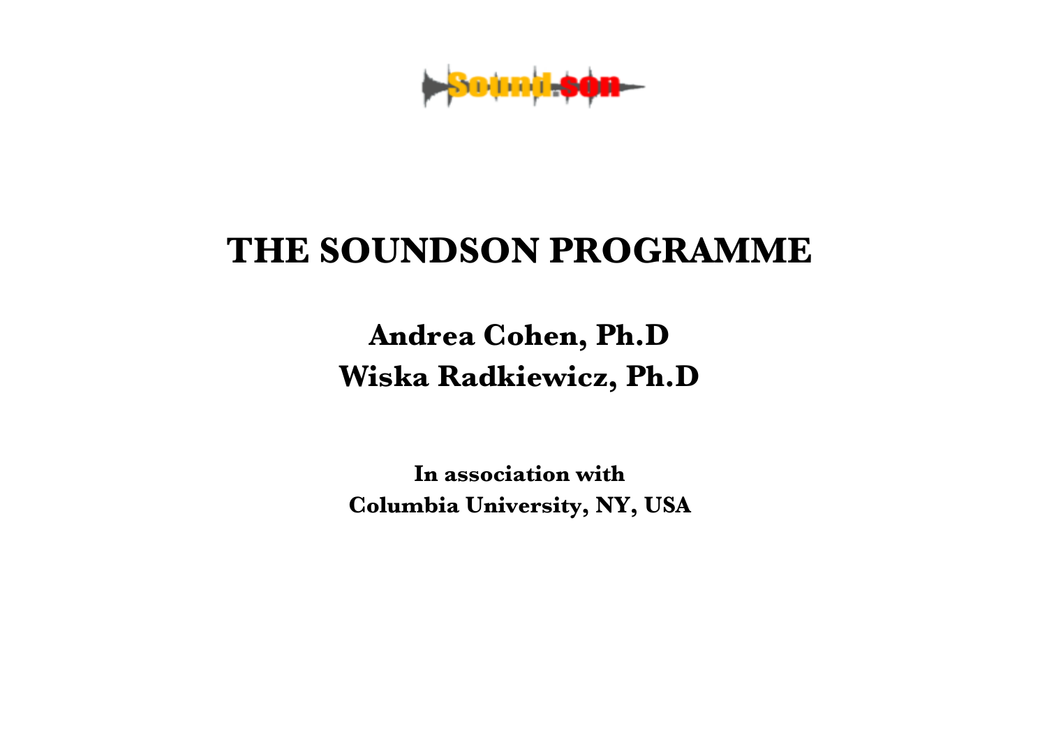# THE SOUNDSON PROGRAMME

## Andrea Cohen, Ph.D
## Wiska Radkiewicz, Ph.D

**In association with**
**Columbia University, NY, USA**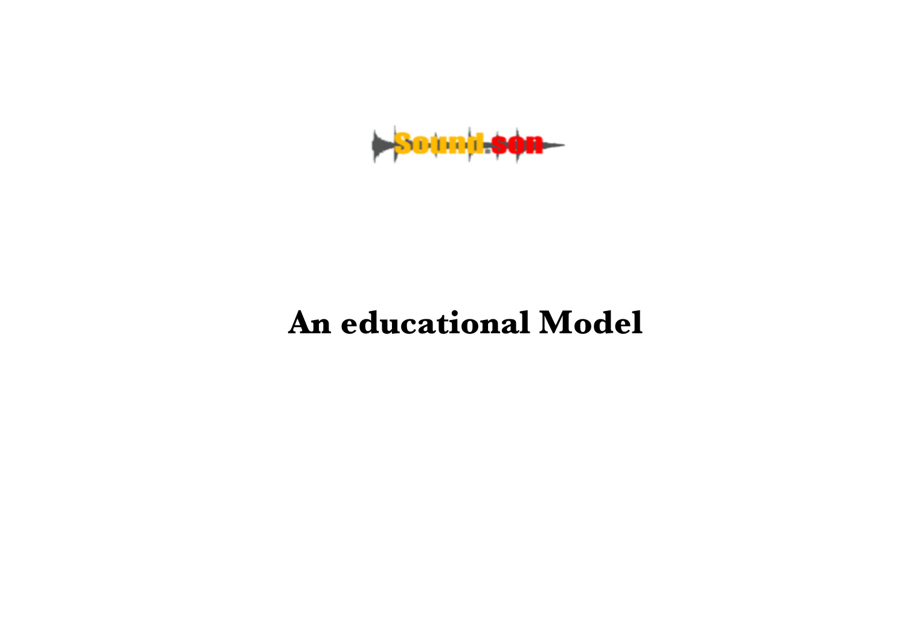Sound.son

# An educational Model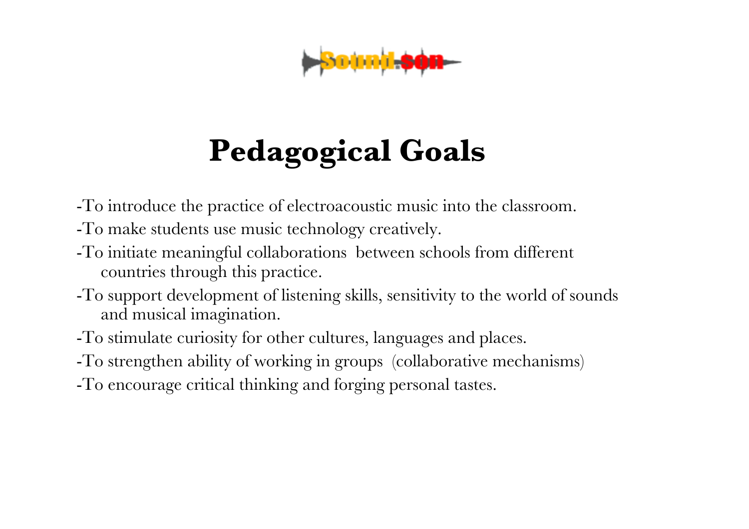# Pedagogical Goals

- To introduce the practice of electroacoustic music into the classroom.
- To make students use music technology creatively.
- To initiate meaningful collaborations between schools from different countries through this practice.
- To support development of listening skills, sensitivity to the world of sounds and musical imagination.
- To stimulate curiosity for other cultures, languages and places.
- To strengthen ability of working in groups (collaborative mechanisms)
- To encourage critical thinking and forging personal tastes.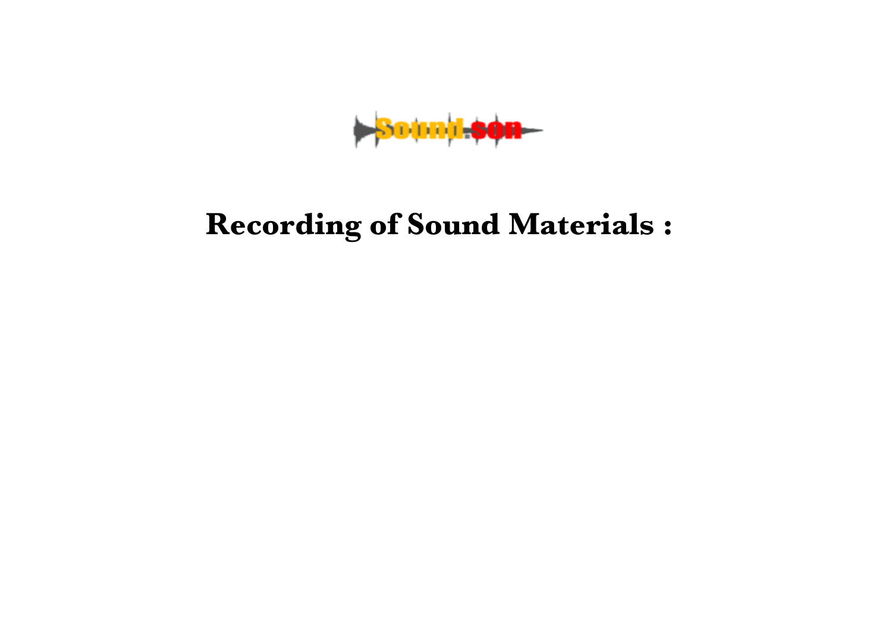Sound.son

# Recording of Sound Materials :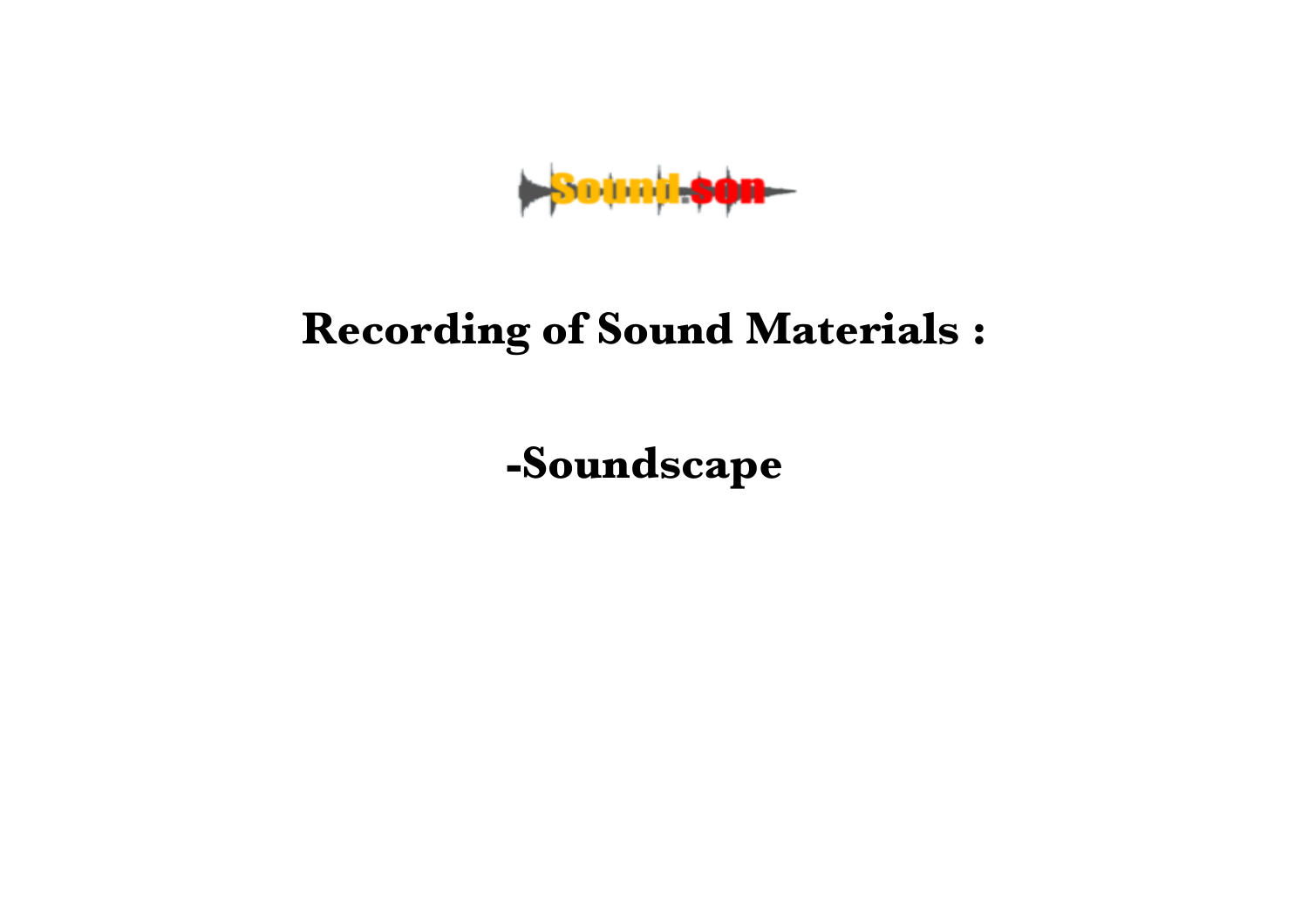Sound.son

# Recording of Sound Materials :

## -Soundscape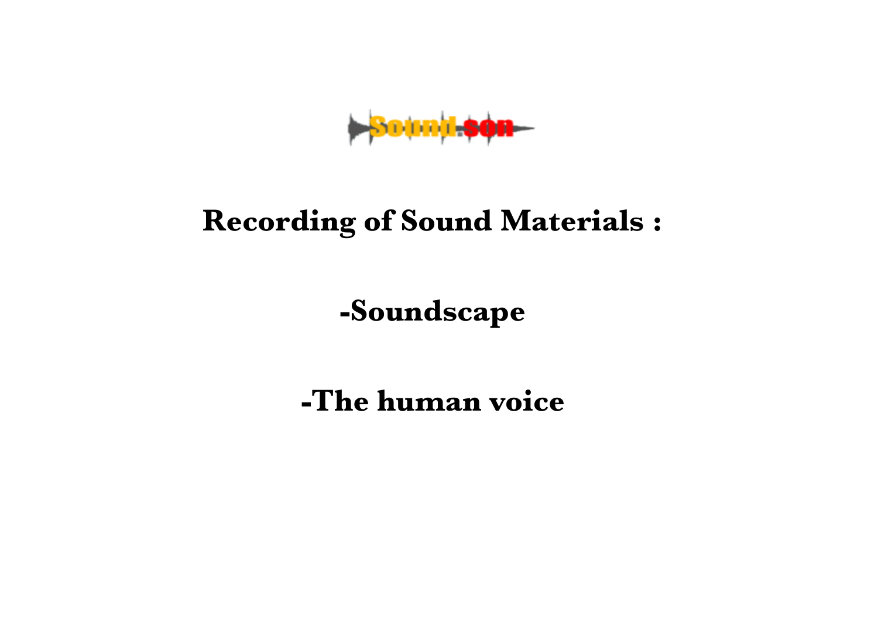Sound.son

# Recording of Sound Materials :

## -Soundscape

## -The human voice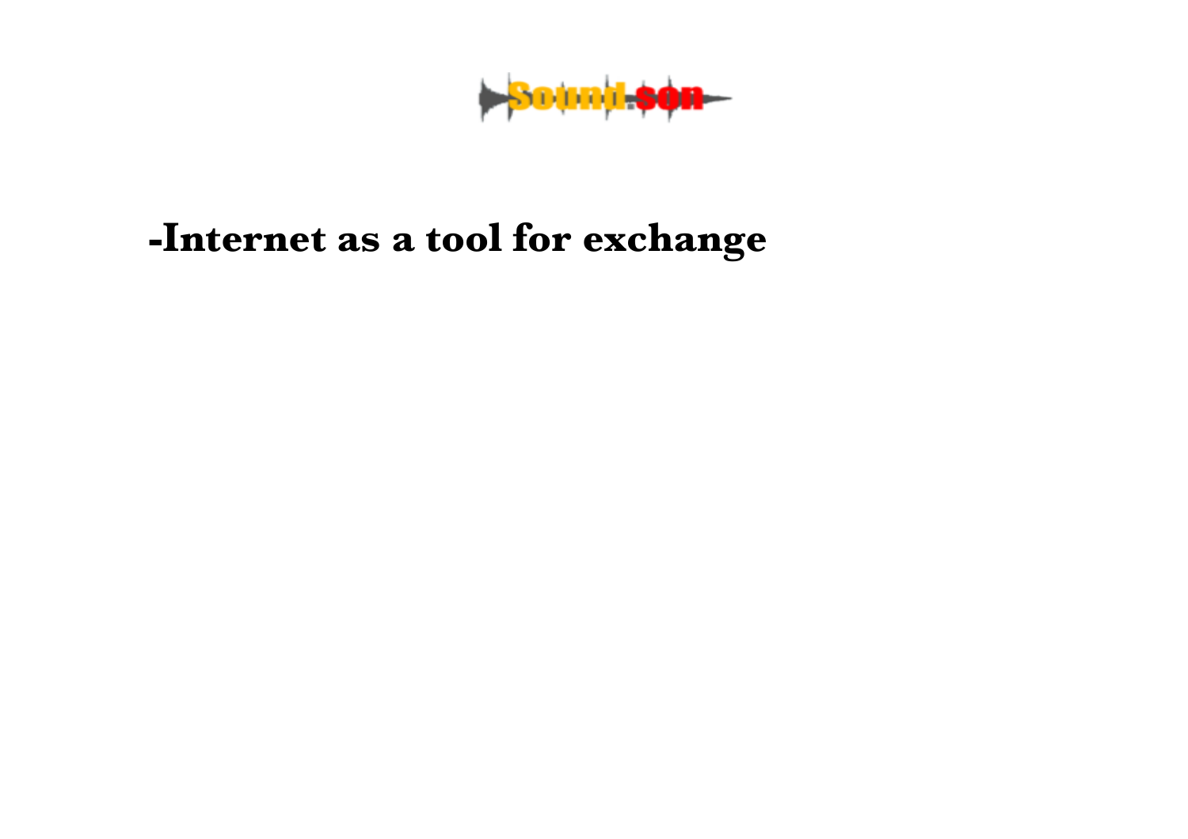Sound.son

**-Internet as a tool for exchange**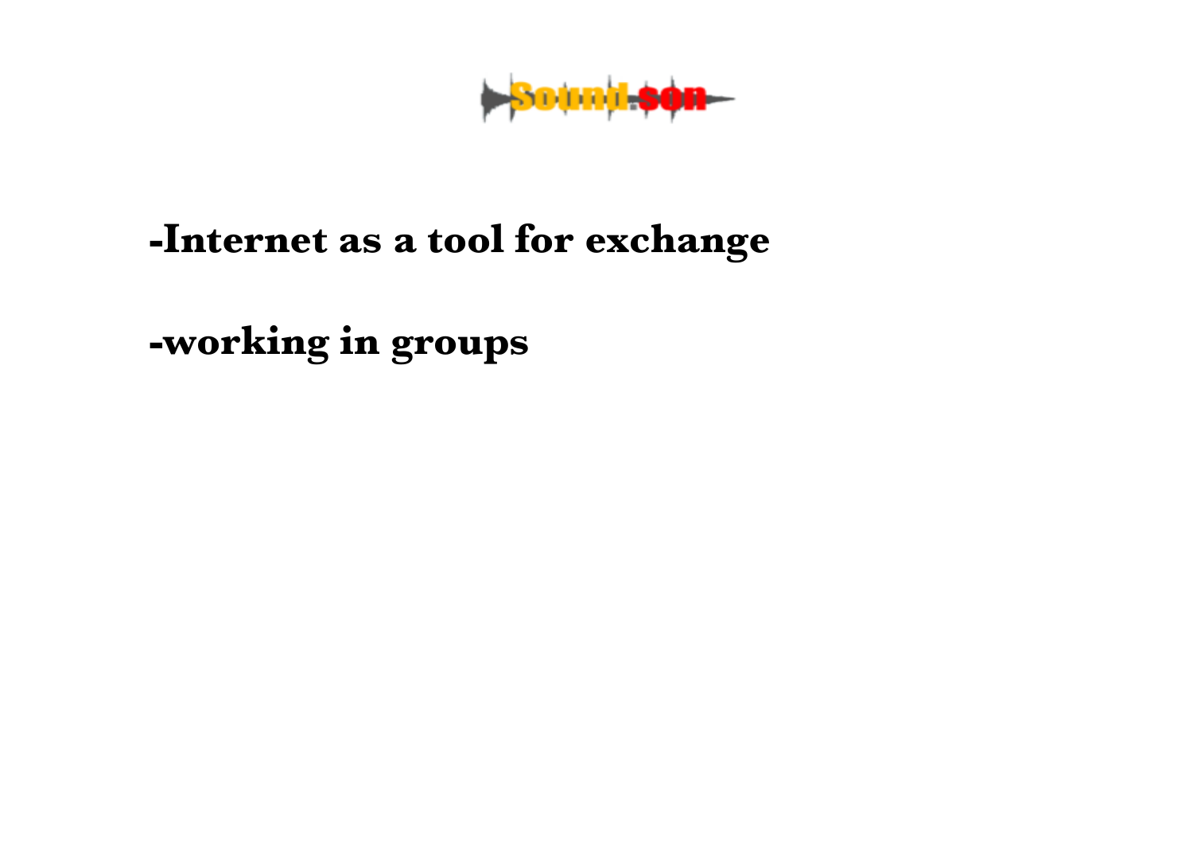-Internet as a tool for exchange

-working in groups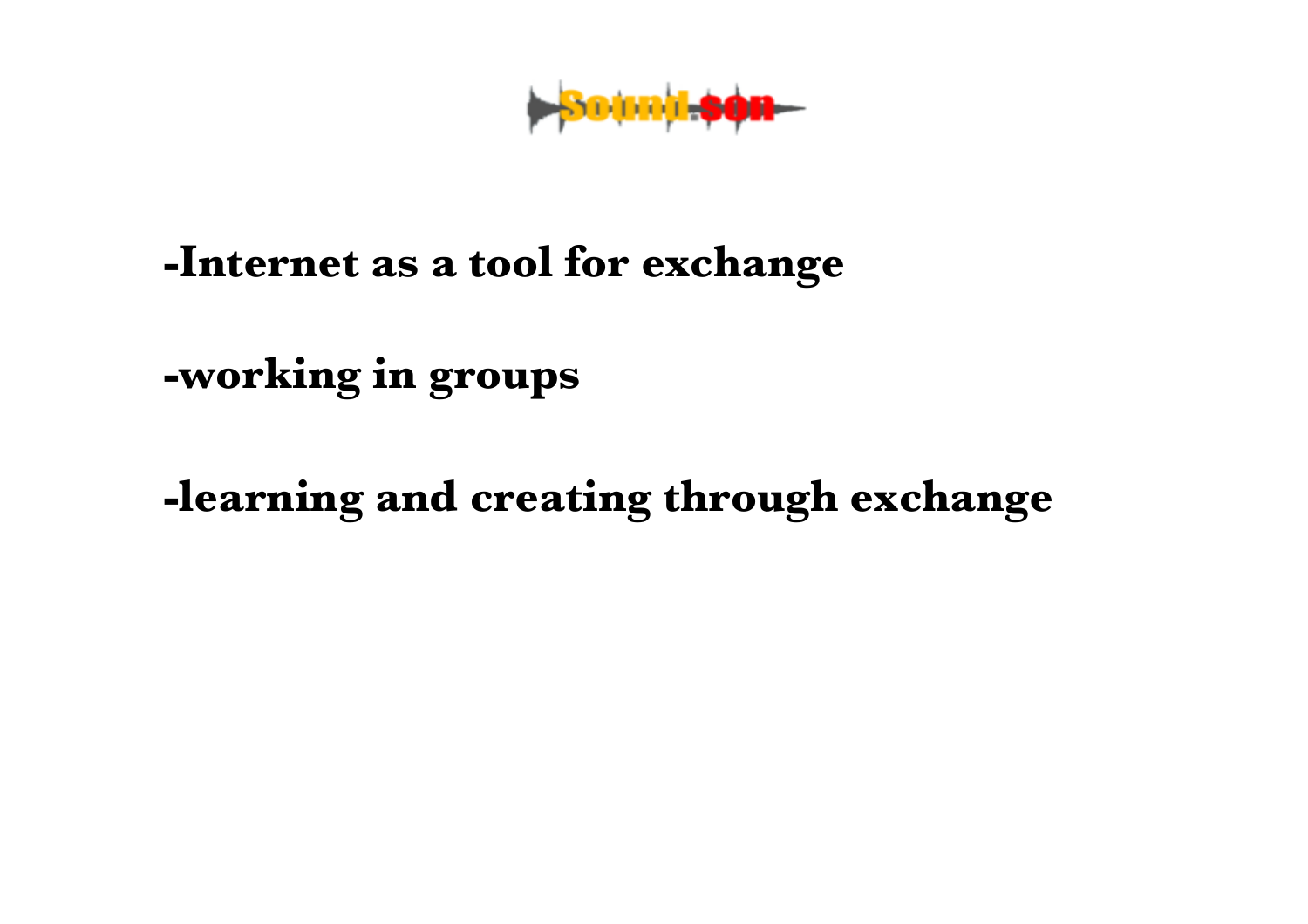Sound.son

**-Internet as a tool for exchange**

**-working in groups**

**-learning and creating through exchange**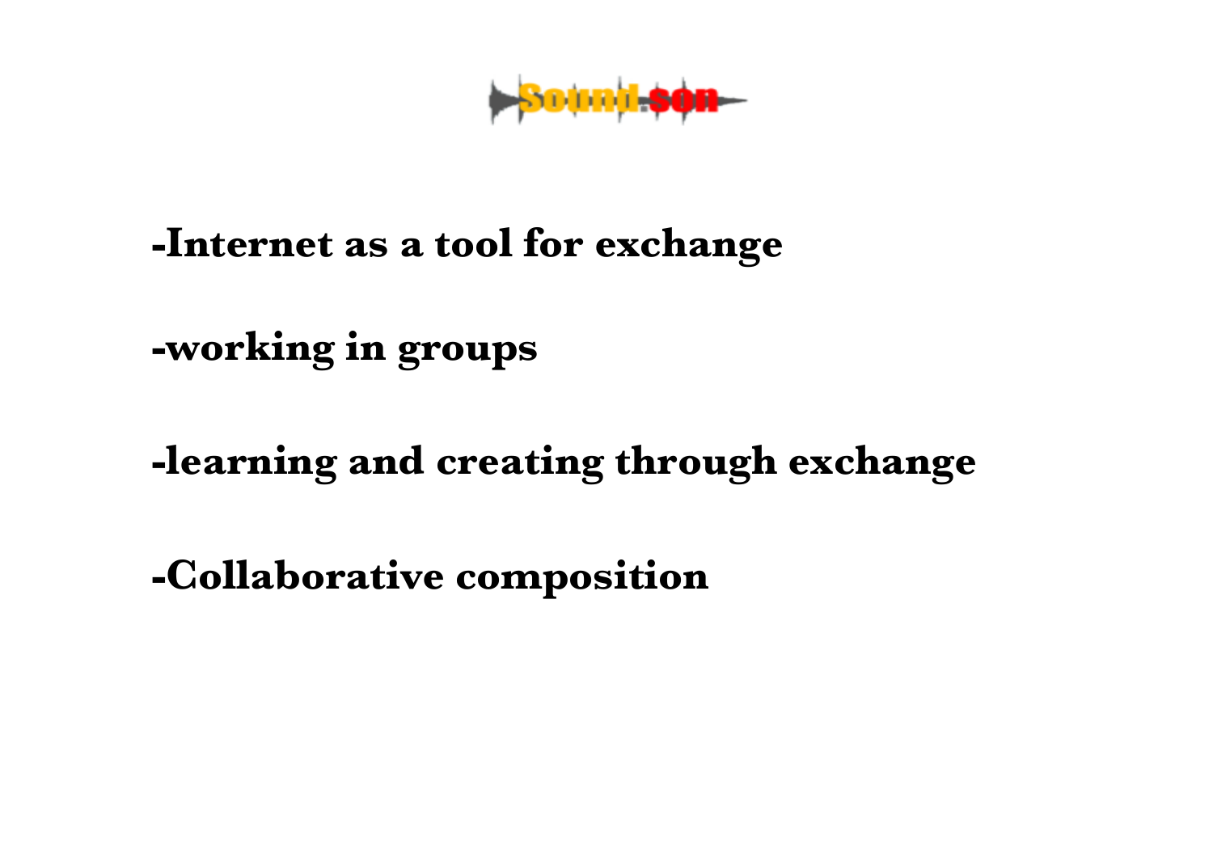Sound.son

-Internet as a tool for exchange

-working in groups

-learning and creating through exchange

-Collaborative composition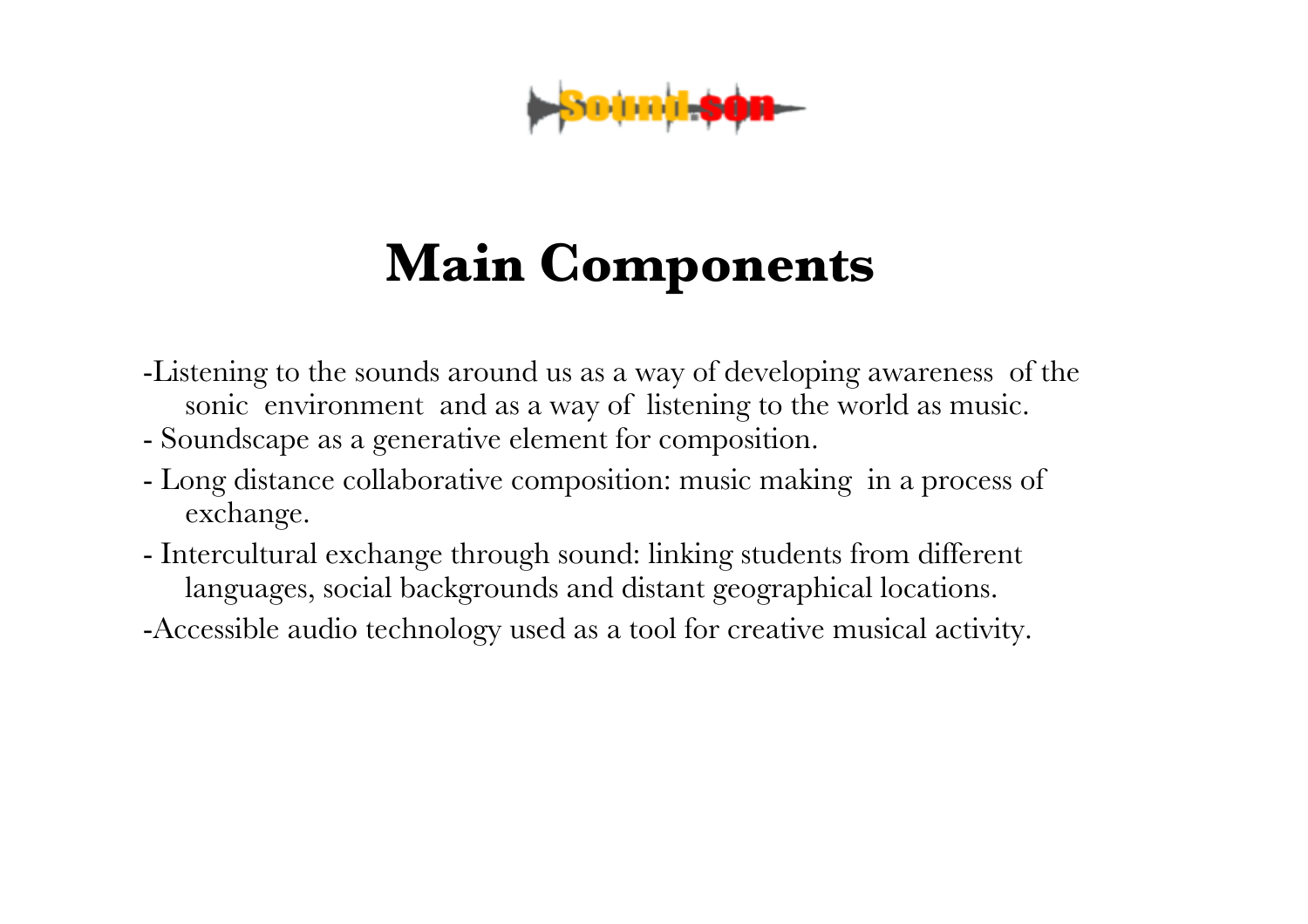# Main Components

- Listening to the sounds around us as a way of developing awareness of the sonic environment and as a way of listening to the world as music.
- Soundscape as a generative element for composition.
- Long distance collaborative composition: music making in a process of exchange.
- Intercultural exchange through sound: linking students from different languages, social backgrounds and distant geographical locations.
- Accessible audio technology used as a tool for creative musical activity.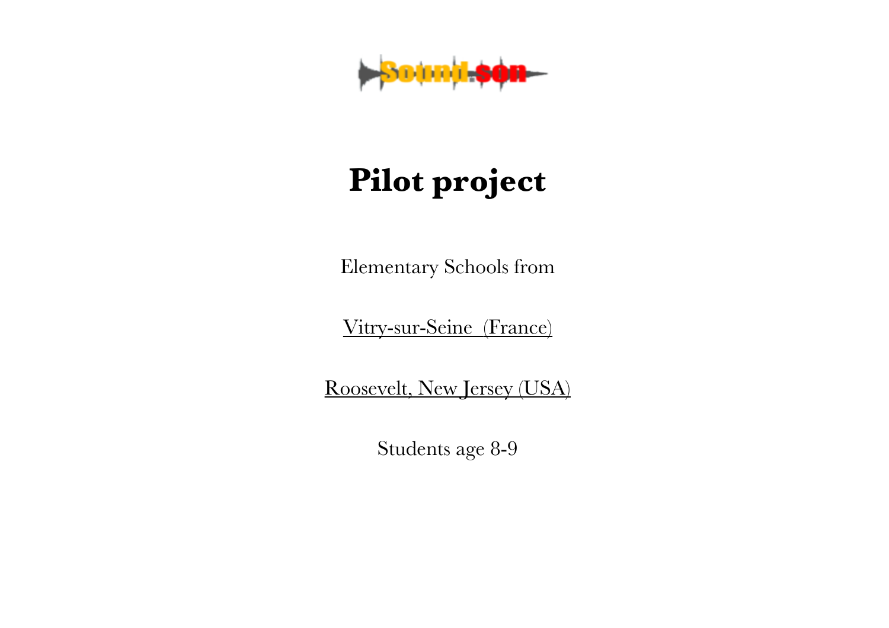Sound.son

# Pilot project

Elementary Schools from

Vitry-sur-Seine (France)

Roosevelt, New Jersey (USA)

Students age 8-9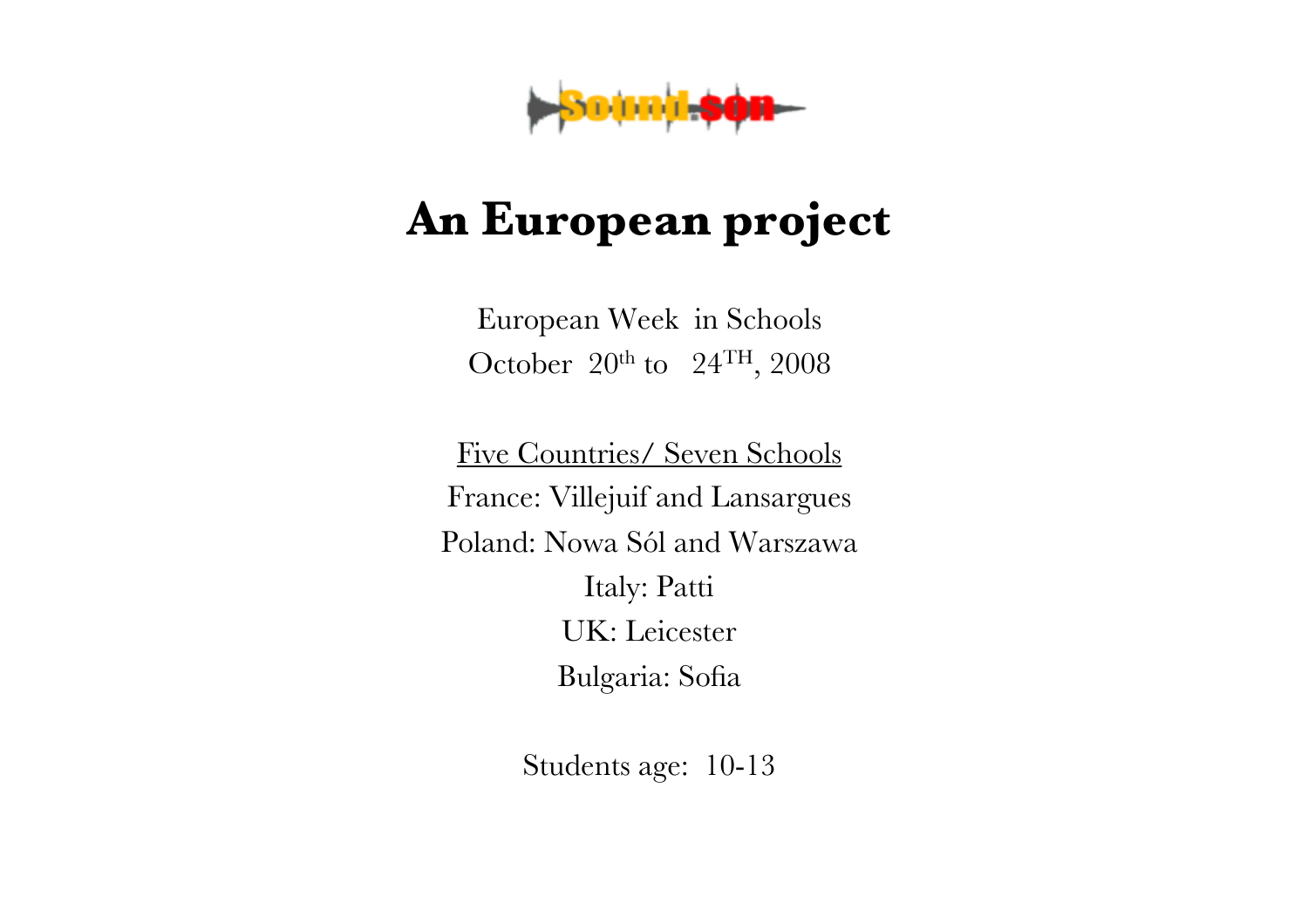Sound.son

# An European project

European Week in Schools

October 20th to 24TH, 2008

Five Countries/ Seven Schools

France: Villejuif and Lansargues

Poland: Nowa Sól and Warszawa

Italy: Patti

UK: Leicester

Bulgaria: Sofia

Students age: 10-13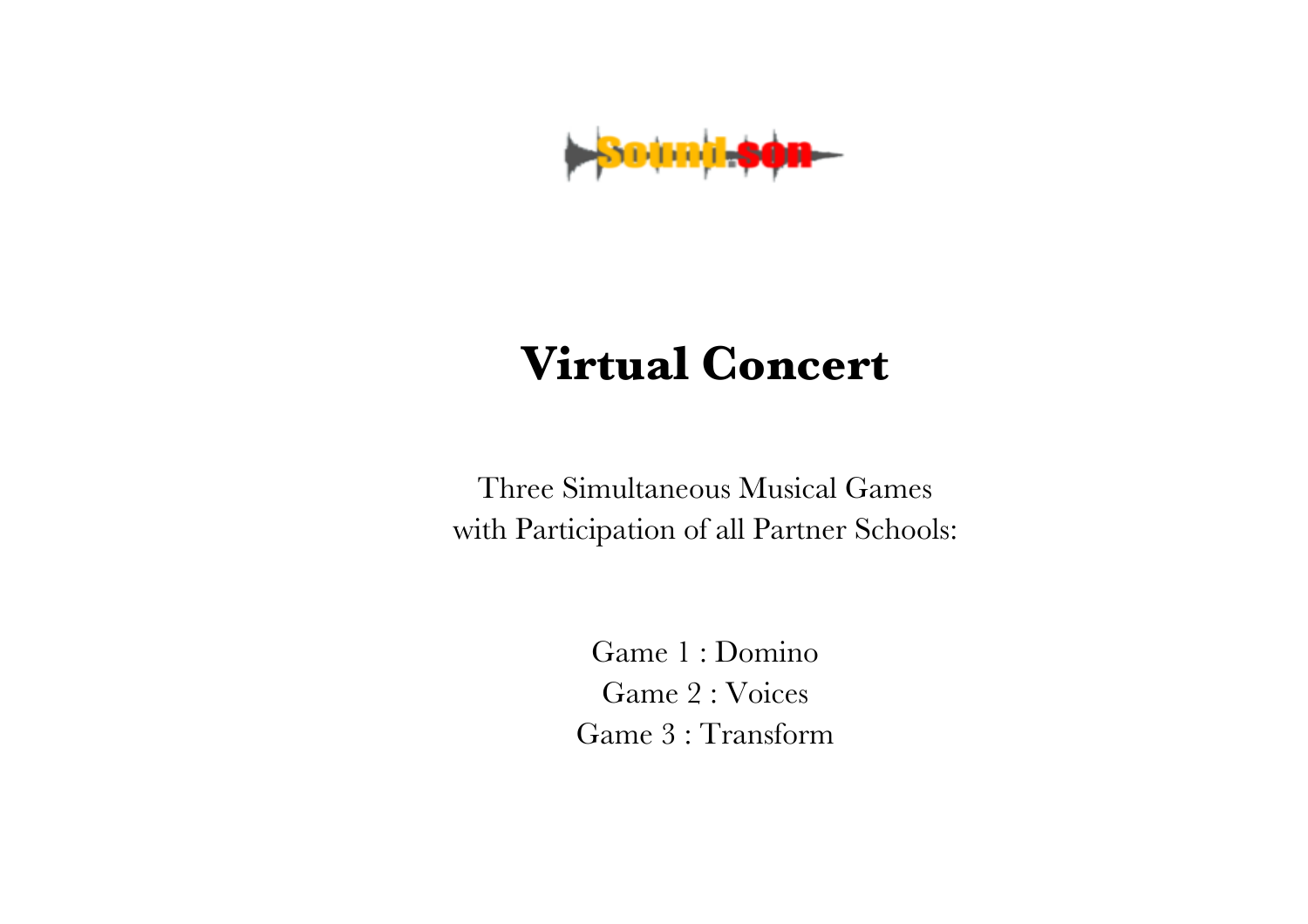Sound.son

# Virtual Concert

Three Simultaneous Musical Games
with Participation of all Partner Schools:

Game 1 : Domino
Game 2 : Voices
Game 3 : Transform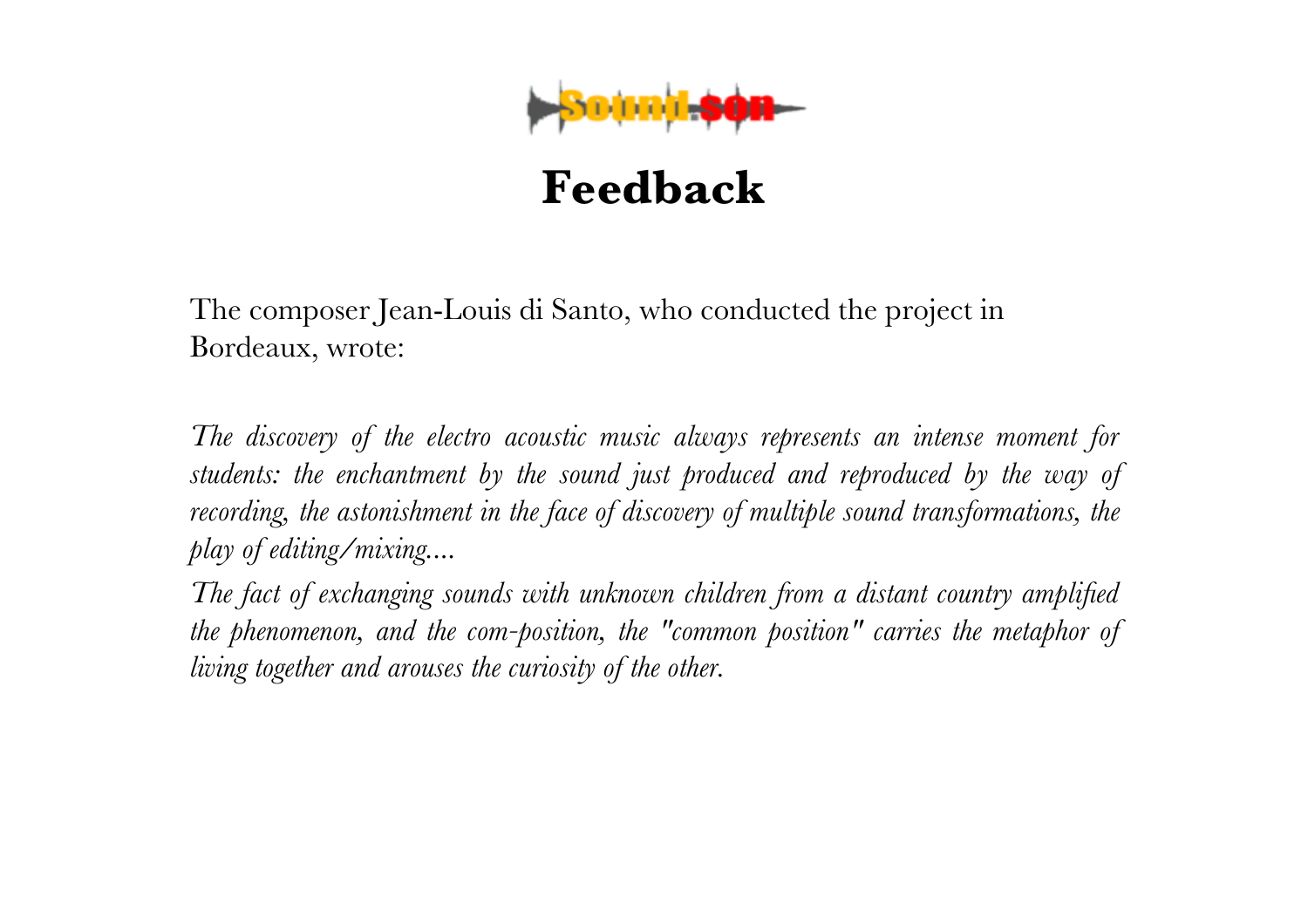# Feedback

The composer Jean-Louis di Santo, who conducted the project in Bordeaux, wrote:

*The discovery of the electro acoustic music always represents an intense moment for students: the enchantment by the sound just produced and reproduced by the way of recording, the astonishment in the face of discovery of multiple sound transformations, the play of editing/mixing....*

*The fact of exchanging sounds with unknown children from a distant country amplified the phenomenon, and the com-position, the "common position" carries the metaphor of living together and arouses the curiosity of the other.*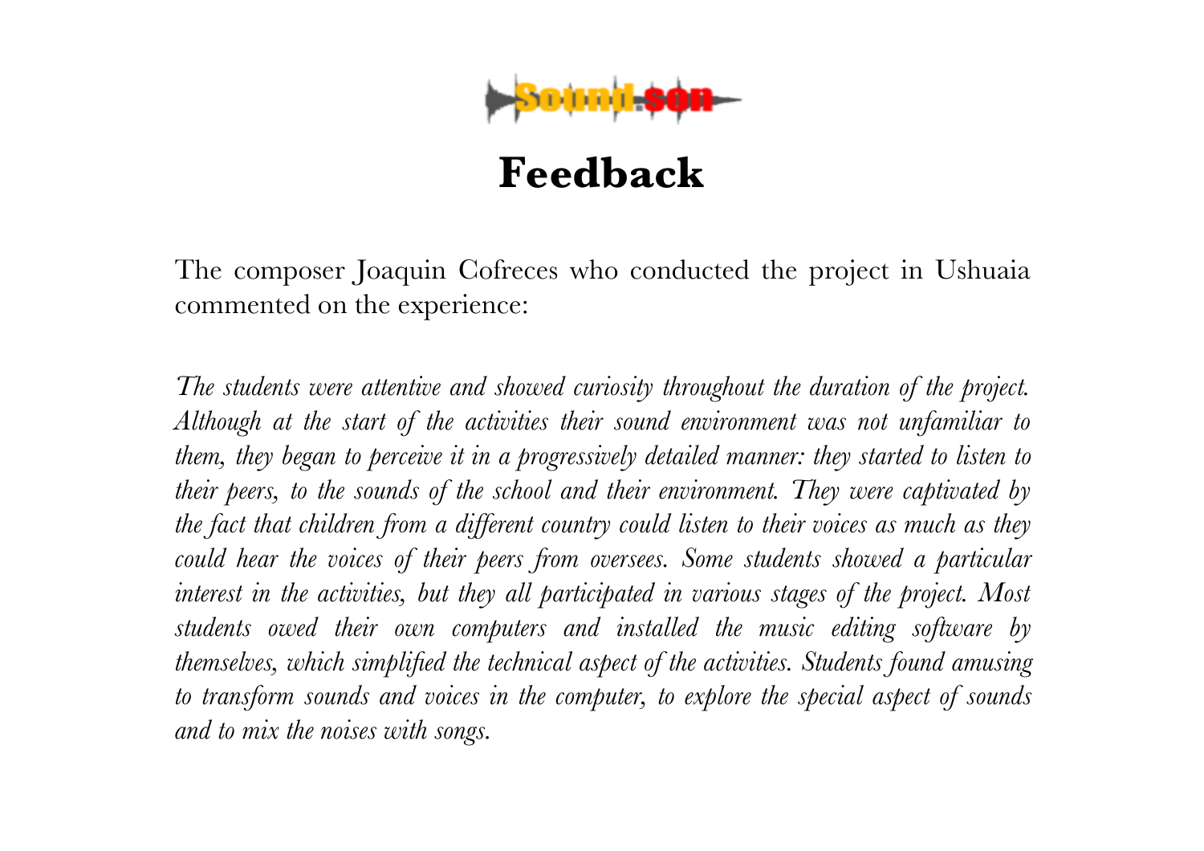# Feedback

The composer Joaquin Cofreces who conducted the project in Ushuaia commented on the experience:

*The students were attentive and showed curiosity throughout the duration of the project. Although at the start of the activities their sound environment was not unfamiliar to them, they began to perceive it in a progressively detailed manner: they started to listen to their peers, to the sounds of the school and their environment. They were captivated by the fact that children from a different country could listen to their voices as much as they could hear the voices of their peers from oversees. Some students showed a particular interest in the activities, but they all participated in various stages of the project. Most students owed their own computers and installed the music editing software by themselves, which simplified the technical aspect of the activities. Students found amusing to transform sounds and voices in the computer, to explore the special aspect of sounds and to mix the noises with songs.*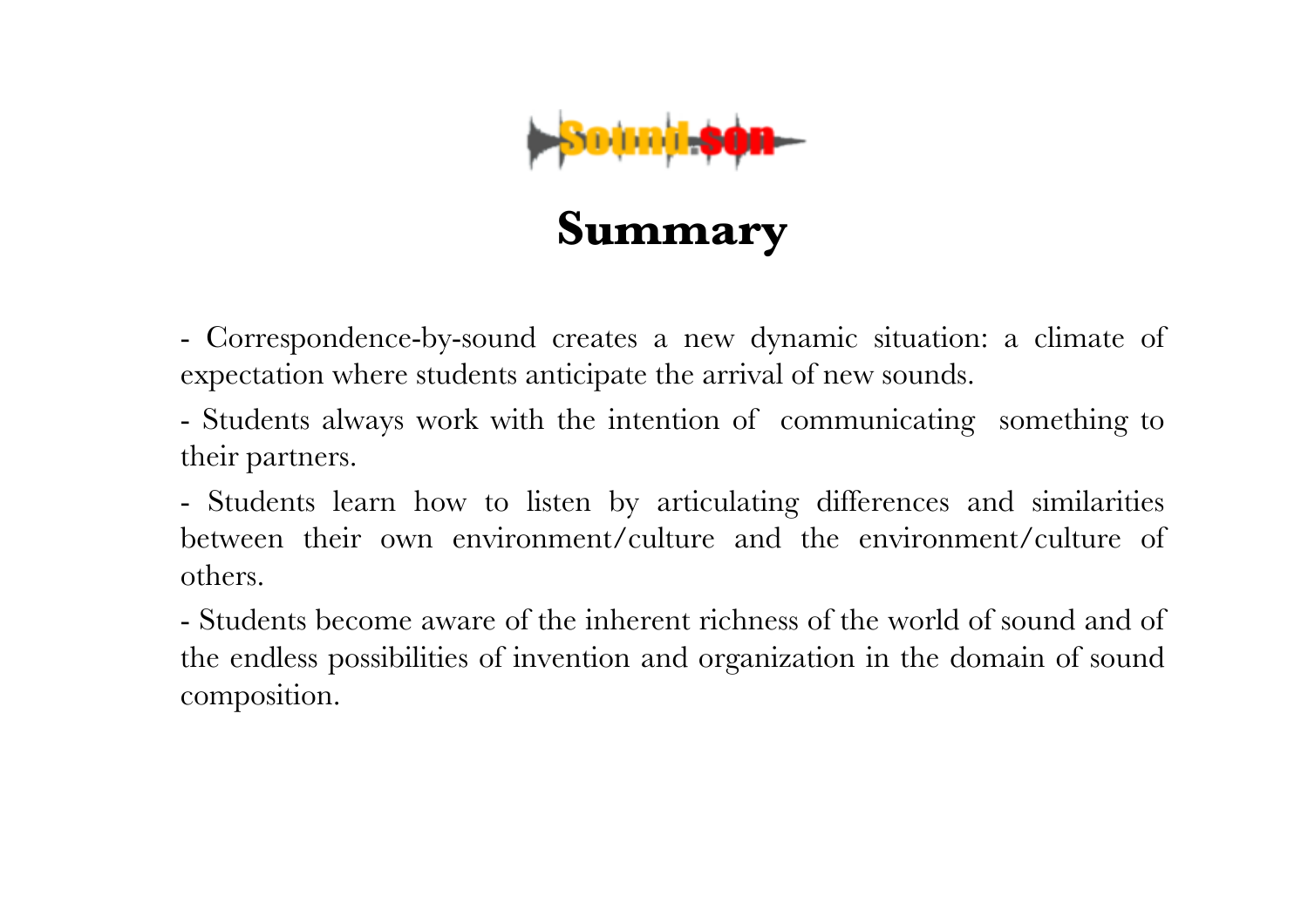# Summary

- Correspondence-by-sound creates a new dynamic situation: a climate of expectation where students anticipate the arrival of new sounds.
- Students always work with the intention of communicating something to their partners.
- Students learn how to listen by articulating differences and similarities between their own environment/culture and the environment/culture of others.
- Students become aware of the inherent richness of the world of sound and of the endless possibilities of invention and organization in the domain of sound composition.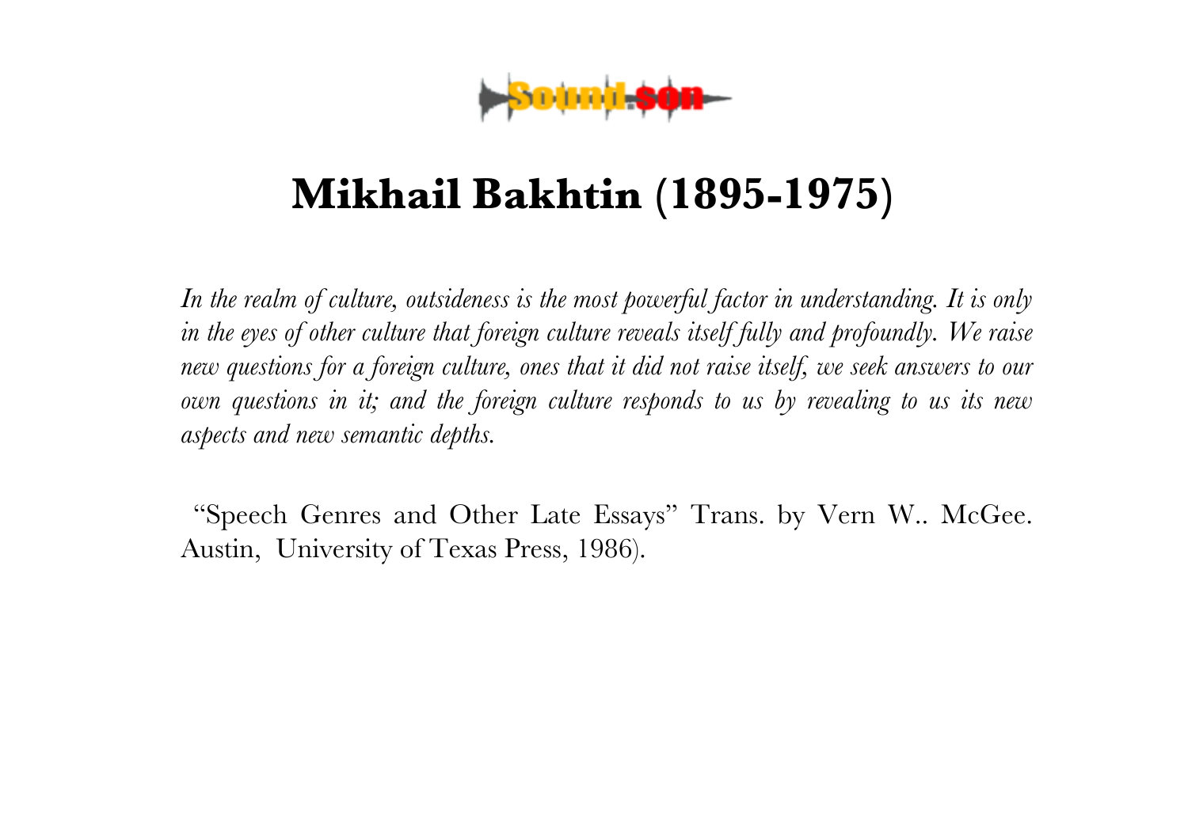Sound.son

# Mikhail Bakhtin (1895-1975)

*In the realm of culture, outsideness is the most powerful factor in understanding. It is only in the eyes of other culture that foreign culture reveals itself fully and profoundly. We raise new questions for a foreign culture, ones that it did not raise itself, we seek answers to our own questions in it; and the foreign culture responds to us by revealing to us its new aspects and new semantic depths.*

"Speech Genres and Other Late Essays" Trans. by Vern W.. McGee. Austin, University of Texas Press, 1986).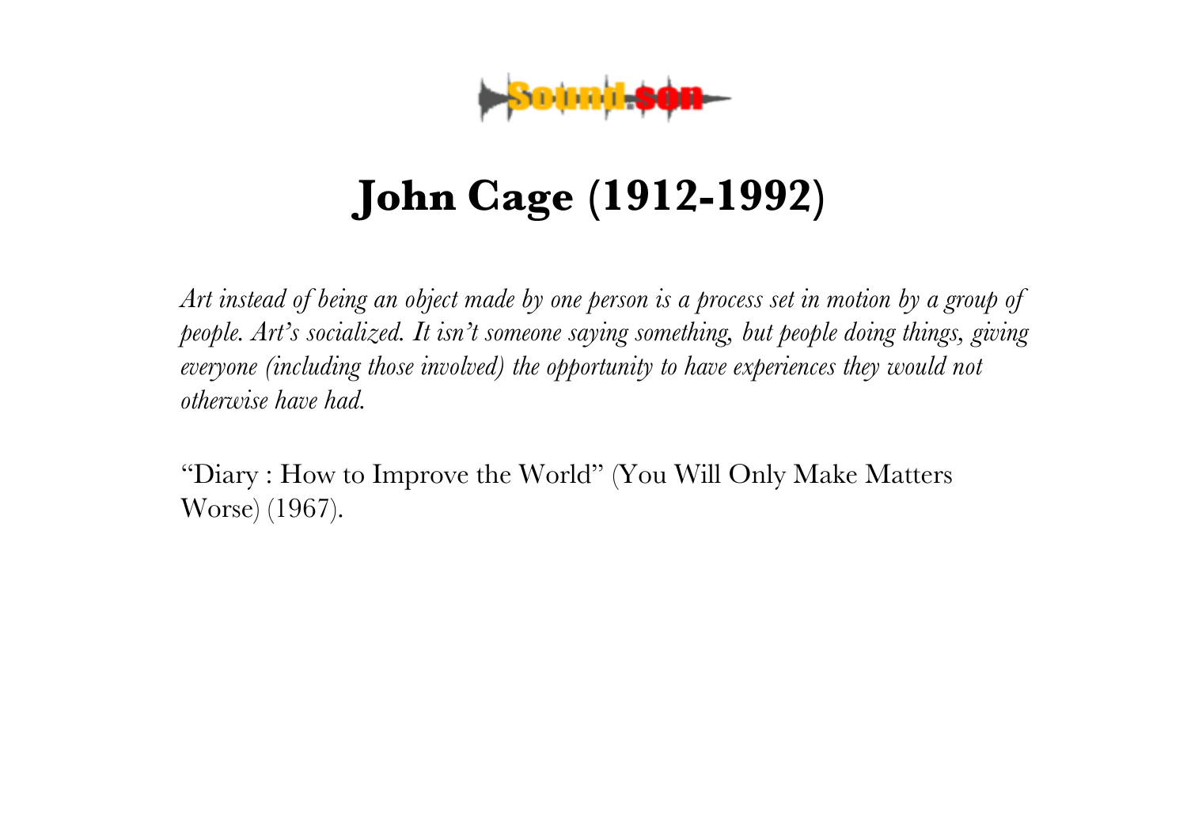# John Cage (1912-1992)

*Art instead of being an object made by one person is a process set in motion by a group of people. Art's socialized. It isn't someone saying something, but people doing things, giving everyone (including those involved) the opportunity to have experiences they would not otherwise have had.*

"Diary : How to Improve the World" (You Will Only Make Matters Worse) (1967).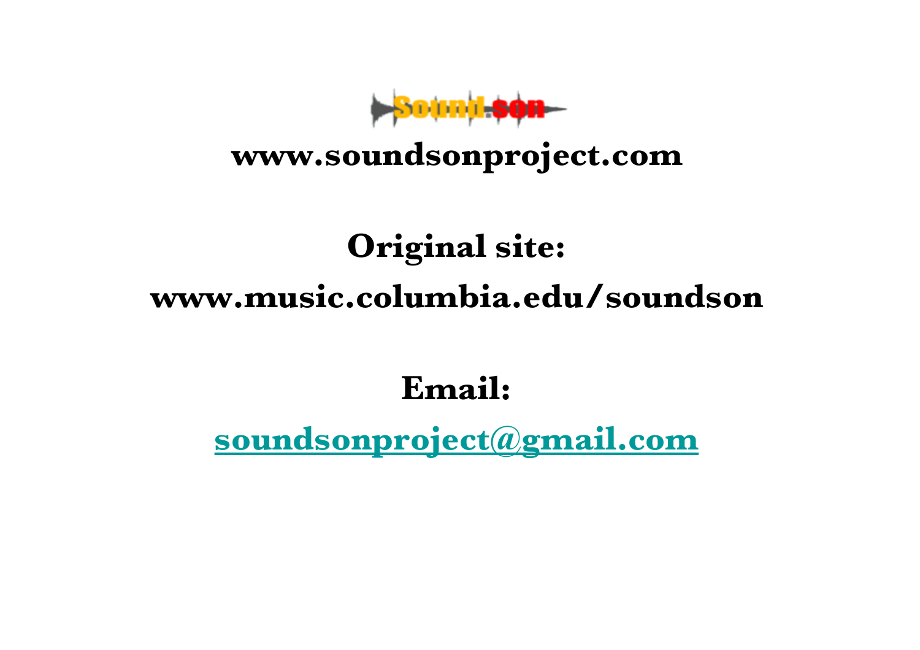**www.soundsonproject.com**

**Original site:**

**www.music.columbia.edu/soundson**

**Email:**

**soundsonproject@gmail.com**